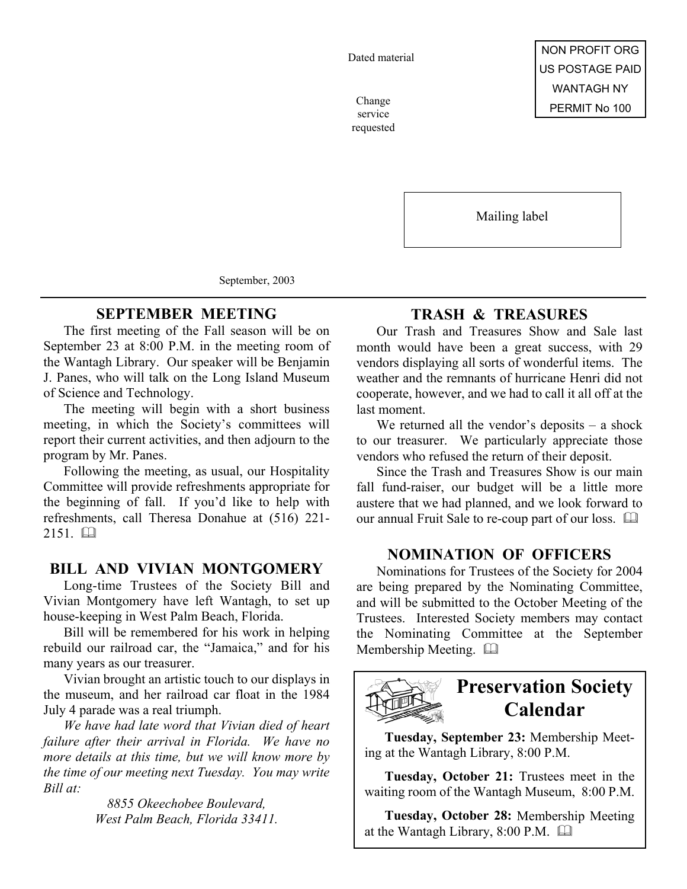Dated material

Change service requested

NON PROFIT ORG
US POSTAGE PAID
WANTAGH NY
PERMIT No 100

Mailing label

September, 2003

## SEPTEMBER MEETING

The first meeting of the Fall season will be on September 23 at 8:00 P.M. in the meeting room of the Wantagh Library. Our speaker will be Benjamin J. Panes, who will talk on the Long Island Museum of Science and Technology.

The meeting will begin with a short business meeting, in which the Society's committees will report their current activities, and then adjourn to the program by Mr. Panes.

Following the meeting, as usual, our Hospitality Committee will provide refreshments appropriate for the beginning of fall. If you'd like to help with refreshments, call Theresa Donahue at (516) 221-2151. 🕮

## BILL AND VIVIAN MONTGOMERY

Long-time Trustees of the Society Bill and Vivian Montgomery have left Wantagh, to set up house-keeping in West Palm Beach, Florida.

Bill will be remembered for his work in helping rebuild our railroad car, the "Jamaica," and for his many years as our treasurer.

Vivian brought an artistic touch to our displays in the museum, and her railroad car float in the 1984 July 4 parade was a real triumph.

*We have had late word that Vivian died of heart failure after their arrival in Florida. We have no more details at this time, but we will know more by the time of our meeting next Tuesday. You may write Bill at:*

*8855 Okeechobee Boulevard,*
*West Palm Beach, Florida 33411.*

## TRASH & TREASURES

Our Trash and Treasures Show and Sale last month would have been a great success, with 29 vendors displaying all sorts of wonderful items. The weather and the remnants of hurricane Henri did not cooperate, however, and we had to call it all off at the last moment.

We returned all the vendor's deposits – a shock to our treasurer. We particularly appreciate those vendors who refused the return of their deposit.

Since the Trash and Treasures Show is our main fall fund-raiser, our budget will be a little more austere that we had planned, and we look forward to our annual Fruit Sale to re-coup part of our loss. 🕮

## NOMINATION OF OFFICERS

Nominations for Trustees of the Society for 2004 are being prepared by the Nominating Committee, and will be submitted to the October Meeting of the Trustees. Interested Society members may contact the Nominating Committee at the September Membership Meeting. 🕮

## Preservation Society Calendar

**Tuesday, September 23:** Membership Meeting at the Wantagh Library, 8:00 P.M.

**Tuesday, October 21:** Trustees meet in the waiting room of the Wantagh Museum, 8:00 P.M.

**Tuesday, October 28:** Membership Meeting at the Wantagh Library, 8:00 P.M. 🕮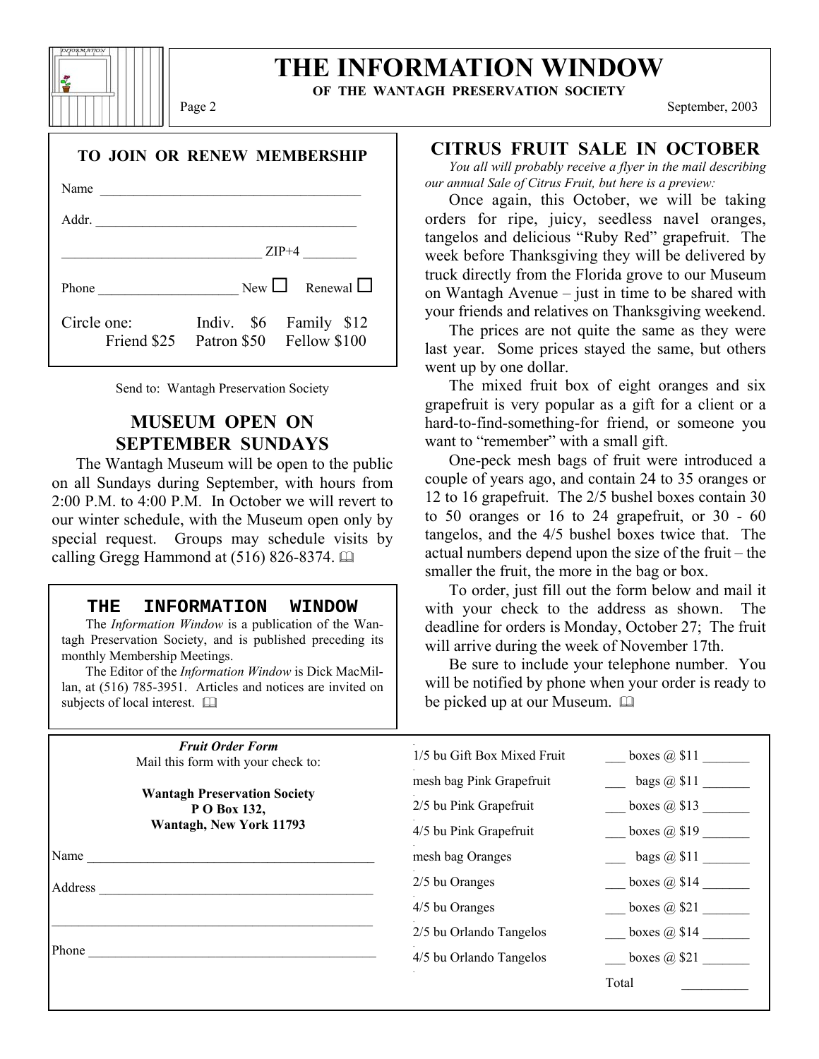# THE INFORMATION WINDOW

**OF THE WANTAGH PRESERVATION SOCIETY**

September, 2003

### TO JOIN OR RENEW MEMBERSHIP

Name ________________________________________

Addr. ________________________________________

______________________________ ZIP+4 ________

Phone ____________________ New ☐ Renewal ☐

Circle one: Indiv. $6 Family $12
Friend $25 Patron $50 Fellow $100

Send to: Wantagh Preservation Society

## MUSEUM OPEN ON SEPTEMBER SUNDAYS

The Wantagh Museum will be open to the public on all Sundays during September, with hours from 2:00 P.M. to 4:00 P.M. In October we will revert to our winter schedule, with the Museum open only by special request. Groups may schedule visits by calling Gregg Hammond at (516) 826-8374. 🕮

## THE INFORMATION WINDOW

The *Information Window* is a publication of the Wantagh Preservation Society, and is published preceding its monthly Membership Meetings.

The Editor of the *Information Window* is Dick MacMillan, at (516) 785-3951. Articles and notices are invited on subjects of local interest. 🕮

## CITRUS FRUIT SALE IN OCTOBER

*You all will probably receive a flyer in the mail describing our annual Sale of Citrus Fruit, but here is a preview:*

Once again, this October, we will be taking orders for ripe, juicy, seedless navel oranges, tangelos and delicious "Ruby Red" grapefruit. The week before Thanksgiving they will be delivered by truck directly from the Florida grove to our Museum on Wantagh Avenue – just in time to be shared with your friends and relatives on Thanksgiving weekend.

The prices are not quite the same as they were last year. Some prices stayed the same, but others went up by one dollar.

The mixed fruit box of eight oranges and six grapefruit is very popular as a gift for a client or a hard-to-find-something-for friend, or someone you want to "remember" with a small gift.

One-peck mesh bags of fruit were introduced a couple of years ago, and contain 24 to 35 oranges or 12 to 16 grapefruit. The 2/5 bushel boxes contain 30 to 50 oranges or 16 to 24 grapefruit, or 30 - 60 tangelos, and the 4/5 bushel boxes twice that. The actual numbers depend upon the size of the fruit – the smaller the fruit, the more in the bag or box.

To order, just fill out the form below and mail it with your check to the address as shown. The deadline for orders is Monday, October 27; The fruit will arrive during the week of November 17th.

Be sure to include your telephone number. You will be notified by phone when your order is ready to be picked up at our Museum. 🕮

***Fruit Order Form***

Mail this form with your check to:

**Wantagh Preservation Society**
**P O Box 132,**
**Wantagh, New York 11793**

Name ____________________________________________

Address __________________________________________

_________________________________________________

Phone ____________________________________________

| | |
|---|---|
| 1/5 bu Gift Box Mixed Fruit | ___ boxes @ $11 _______ |
| mesh bag Pink Grapefruit | ___ bags @ $11 _______ |
| 2/5 bu Pink Grapefruit | ___ boxes @ $13 _______ |
| 4/5 bu Pink Grapefruit | ___ boxes @ $19 _______ |
| mesh bag Oranges | ___ bags @ $11 _______ |
| 2/5 bu Oranges | ___ boxes @ $14 _______ |
| 4/5 bu Oranges | ___ boxes @ $21 _______ |
| 2/5 bu Orlando Tangelos | ___ boxes @ $14 _______ |
| 4/5 bu Orlando Tangelos | ___ boxes @ $21 _______ |
| | Total __________ |